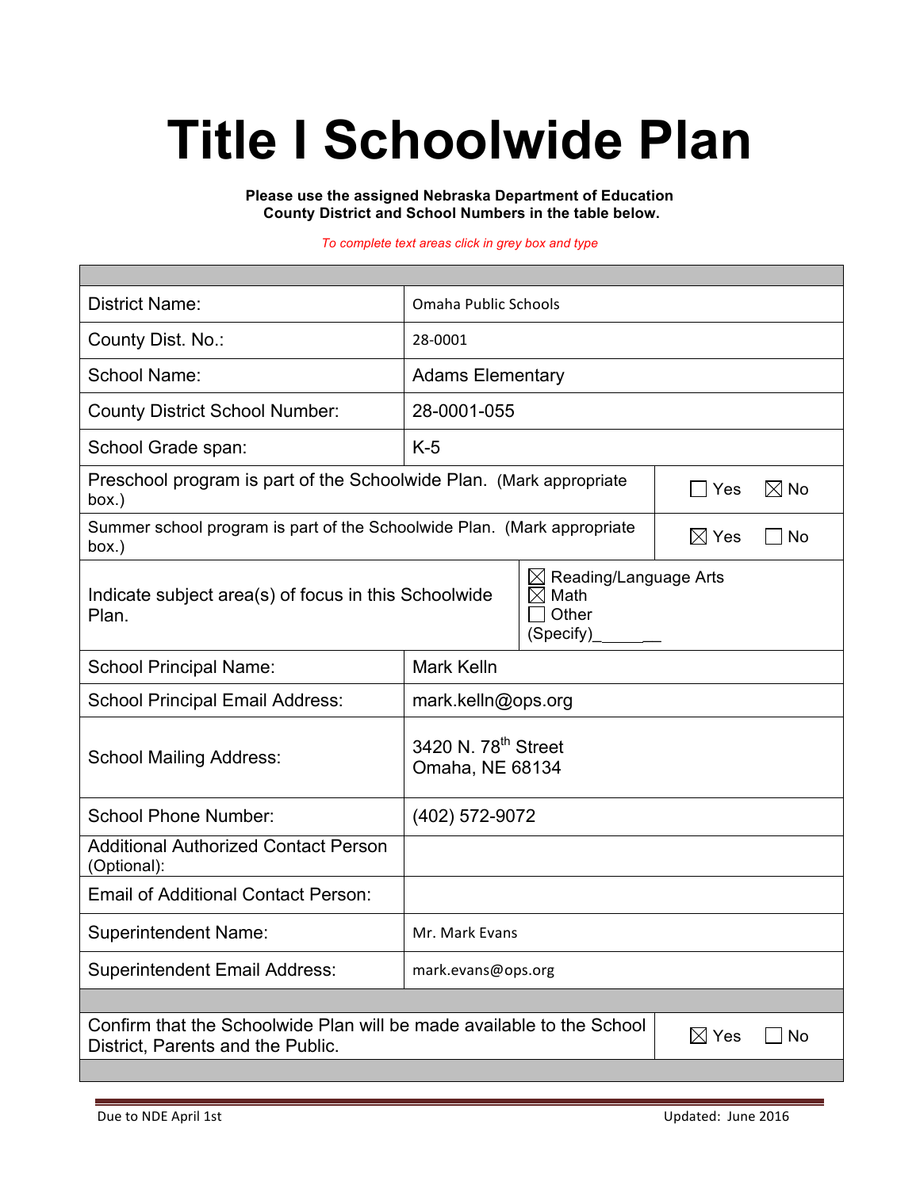# Title I Schoolwide Plan

**Please use the assigned Nebraska Department of Education County District and School Numbers in the table below.**

*To complete text areas click in grey box and type*

| | |
|---|---|
| District Name: | Omaha Public Schools |
| County Dist. No.: | 28-0001 |
| School Name: | Adams Elementary |
| County District School Number: | 28-0001-055 |
| School Grade span: | K-5 |
| Preschool program is part of the Schoolwide Plan. (Mark appropriate box.) | ☐ Yes ☒ No |
| Summer school program is part of the Schoolwide Plan. (Mark appropriate box.) | ☒ Yes ☐ No |
| Indicate subject area(s) of focus in this Schoolwide Plan. | ☒ Reading/Language Arts<br>☒ Math<br>☐ Other (Specify)_______ |
| School Principal Name: | Mark Kelln |
| School Principal Email Address: | mark.kelln@ops.org |
| School Mailing Address: | 3420 N. 78th Street<br>Omaha, NE 68134 |
| School Phone Number: | (402) 572-9072 |
| Additional Authorized Contact Person (Optional): | |
| Email of Additional Contact Person: | |
| Superintendent Name: | Mr. Mark Evans |
| Superintendent Email Address: | mark.evans@ops.org |
| Confirm that the Schoolwide Plan will be made available to the School District, Parents and the Public. | ☒ Yes ☐ No |

Due to NDE April 1st

Updated: June 2016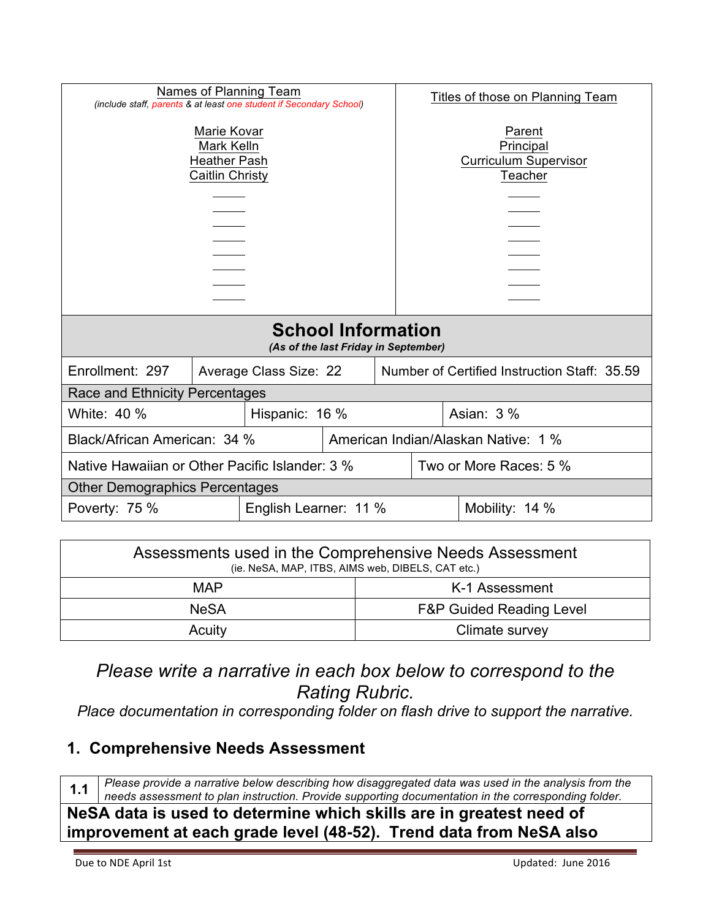| Names of Planning Team (include staff, parents & at least one student if Secondary School) | Titles of those on Planning Team |
|---|---|
| Marie Kovar | Parent |
| Mark Kelln | Principal |
| Heather Pash | Curriculum Supervisor |
| Caitlin Christy | Teacher |

## School Information

*(As of the last Friday in September)*

| Enrollment: 297 | Average Class Size: 22 | Number of Certified Instruction Staff: 35.59 |
|---|---|---|

**Race and Ethnicity Percentages**

| White: 40 % | Hispanic: 16 % | Asian: 3 % |
|---|---|---|
| Black/African American: 34 % | American Indian/Alaskan Native: 1 % | |
| Native Hawaiian or Other Pacific Islander: 3 % | Two or More Races: 5 % | |

**Other Demographics Percentages**

| Poverty: 75 % | English Learner: 11 % | Mobility: 14 % |
|---|---|---|

| Assessments used in the Comprehensive Needs Assessment (ie. NeSA, MAP, ITBS, AIMS web, DIBELS, CAT etc.) | |
|---|---|
| MAP | K-1 Assessment |
| NeSA | F&P Guided Reading Level |
| Acuity | Climate survey |

*Please write a narrative in each box below to correspond to the Rating Rubric.*

*Place documentation in corresponding folder on flash drive to support the narrative.*

## 1. Comprehensive Needs Assessment

| 1.1 | *Please provide a narrative below describing how disaggregated data was used in the analysis from the needs assessment to plan instruction. Provide supporting documentation in the corresponding folder.* |
|---|---|

**NeSA data is used to determine which skills are in greatest need of improvement at each grade level (48-52). Trend data from NeSA also**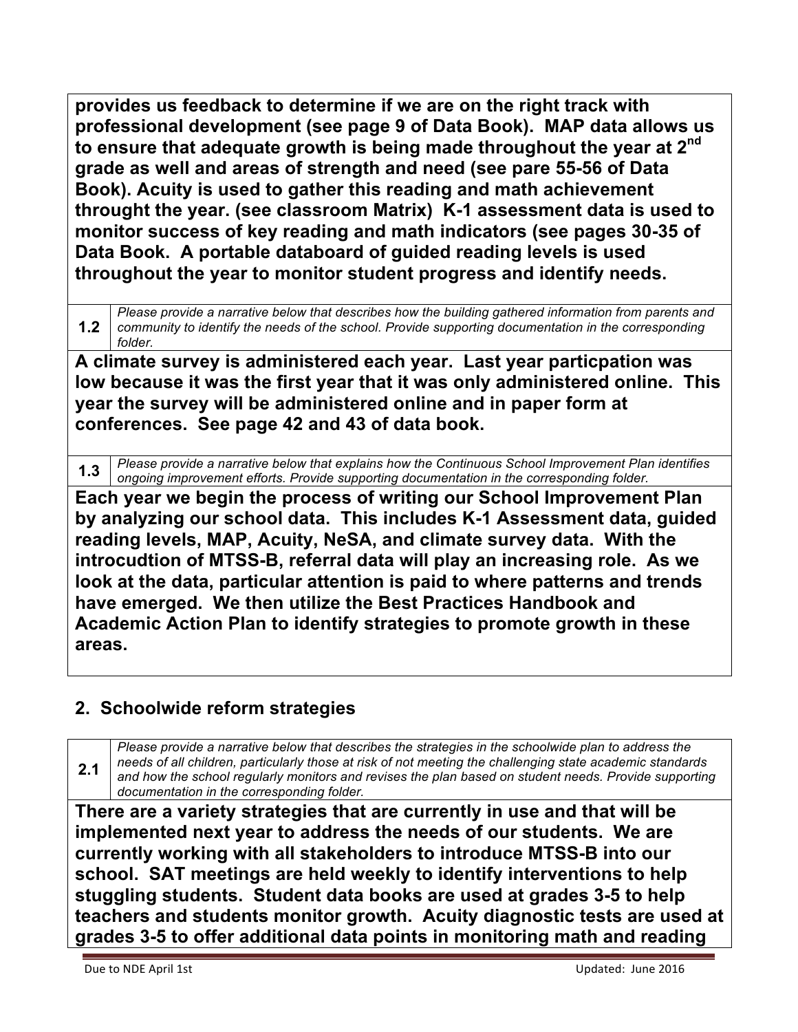**provides us feedback to determine if we are on the right track with professional development (see page 9 of Data Book). MAP data allows us to ensure that adequate growth is being made throughout the year at 2nd grade as well and areas of strength and need (see pare 55-56 of Data Book). Acuity is used to gather this reading and math achievement throught the year. (see classroom Matrix) K-1 assessment data is used to monitor success of key reading and math indicators (see pages 30-35 of Data Book. A portable databoard of guided reading levels is used throughout the year to monitor student progress and identify needs.**

| **1.2** | *Please provide a narrative below that describes how the building gathered information from parents and community to identify the needs of the school. Provide supporting documentation in the corresponding folder.* |
|---|---|

**A climate survey is administered each year. Last year particpation was low because it was the first year that it was only administered online. This year the survey will be administered online and in paper form at conferences. See page 42 and 43 of data book.**

| **1.3** | *Please provide a narrative below that explains how the Continuous School Improvement Plan identifies ongoing improvement efforts. Provide supporting documentation in the corresponding folder.* |
|---|---|

**Each year we begin the process of writing our School Improvement Plan by analyzing our school data. This includes K-1 Assessment data, guided reading levels, MAP, Acuity, NeSA, and climate survey data. With the introcudtion of MTSS-B, referral data will play an increasing role. As we look at the data, particular attention is paid to where patterns and trends have emerged. We then utilize the Best Practices Handbook and Academic Action Plan to identify strategies to promote growth in these areas.**

## 2. Schoolwide reform strategies

| **2.1** | *Please provide a narrative below that describes the strategies in the schoolwide plan to address the needs of all children, particularly those at risk of not meeting the challenging state academic standards and how the school regularly monitors and revises the plan based on student needs. Provide supporting documentation in the corresponding folder.* |
|---|---|

**There are a variety strategies that are currently in use and that will be implemented next year to address the needs of our students. We are currently working with all stakeholders to introduce MTSS-B into our school. SAT meetings are held weekly to identify interventions to help stuggling students. Student data books are used at grades 3-5 to help teachers and students monitor growth. Acuity diagnostic tests are used at grades 3-5 to offer additional data points in monitoring math and reading**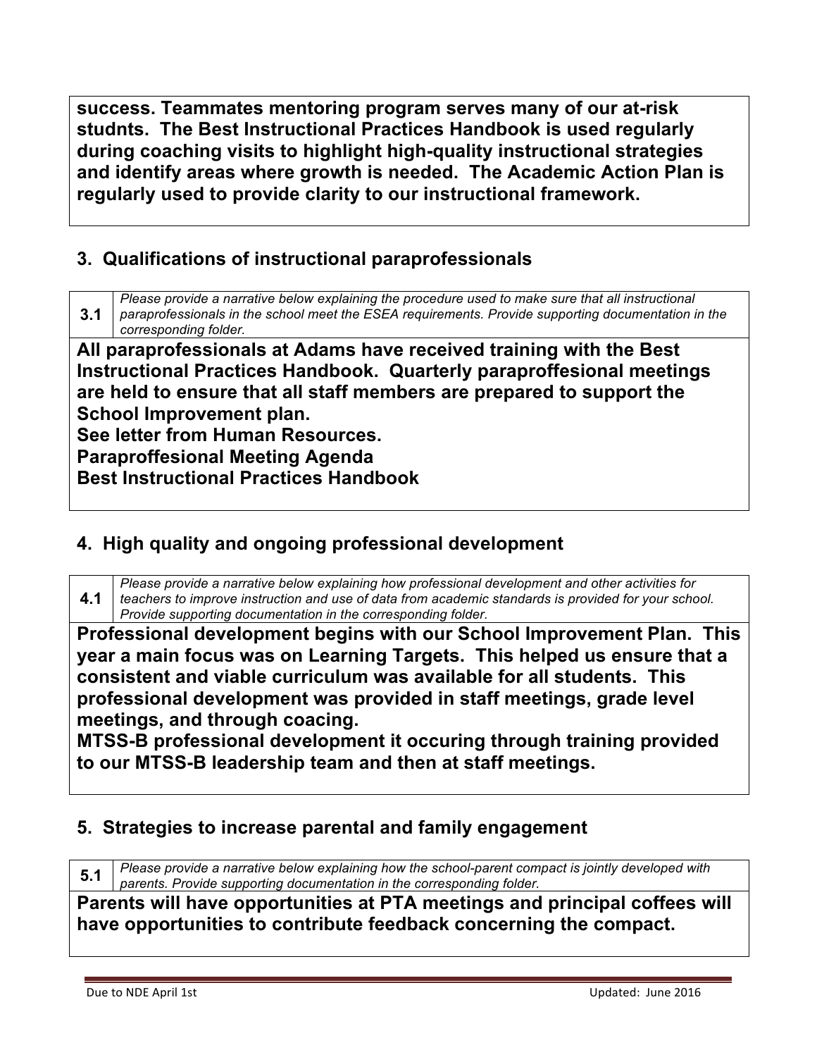**success. Teammates mentoring program serves many of our at-risk studnts. The Best Instructional Practices Handbook is used regularly during coaching visits to highlight high-quality instructional strategies and identify areas where growth is needed. The Academic Action Plan is regularly used to provide clarity to our instructional framework.**

## 3. Qualifications of instructional paraprofessionals

| 3.1 | *Please provide a narrative below explaining the procedure used to make sure that all instructional paraprofessionals in the school meet the ESEA requirements. Provide supporting documentation in the corresponding folder.* |
|---|---|

**All paraprofessionals at Adams have received training with the Best Instructional Practices Handbook. Quarterly paraproffesional meetings are held to ensure that all staff members are prepared to support the School Improvement plan.**
**See letter from Human Resources.**
**Paraproffesional Meeting Agenda**
**Best Instructional Practices Handbook**

## 4. High quality and ongoing professional development

| 4.1 | *Please provide a narrative below explaining how professional development and other activities for teachers to improve instruction and use of data from academic standards is provided for your school. Provide supporting documentation in the corresponding folder.* |
|---|---|

**Professional development begins with our School Improvement Plan. This year a main focus was on Learning Targets. This helped us ensure that a consistent and viable curriculum was available for all students. This professional development was provided in staff meetings, grade level meetings, and through coacing.**
**MTSS-B professional development it occuring through training provided to our MTSS-B leadership team and then at staff meetings.**

## 5. Strategies to increase parental and family engagement

| 5.1 | *Please provide a narrative below explaining how the school-parent compact is jointly developed with parents. Provide supporting documentation in the corresponding folder.* |
|---|---|

**Parents will have opportunities at PTA meetings and principal coffees will have opportunities to contribute feedback concerning the compact.**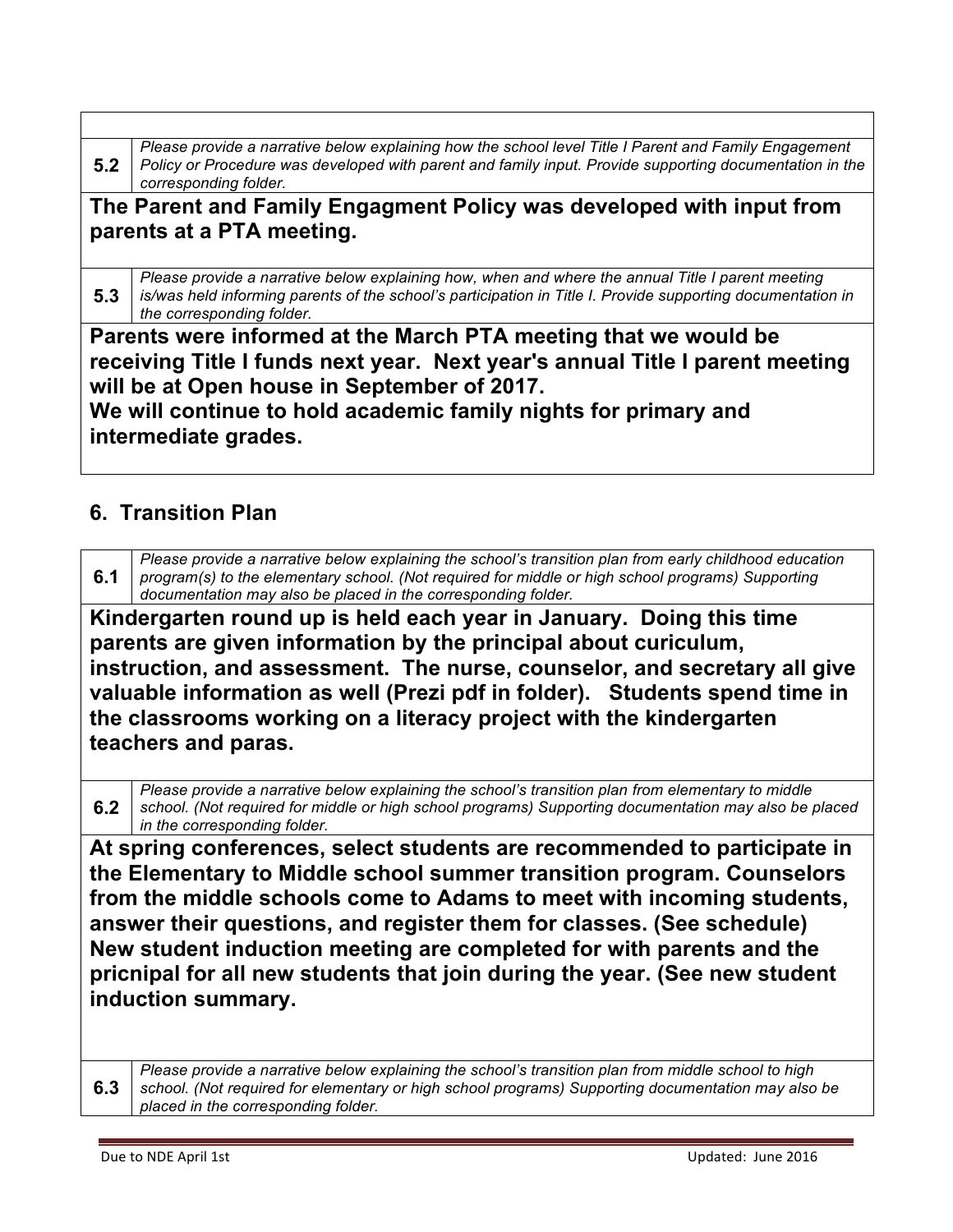| | |
|---|---|
| **5.2** | *Please provide a narrative below explaining how the school level Title I Parent and Family Engagement Policy or Procedure was developed with parent and family input. Provide supporting documentation in the corresponding folder.* |

**The Parent and Family Engagment Policy was developed with input from parents at a PTA meeting.**

| | |
|---|---|
| **5.3** | *Please provide a narrative below explaining how, when and where the annual Title I parent meeting is/was held informing parents of the school's participation in Title I. Provide supporting documentation in the corresponding folder.* |

**Parents were informed at the March PTA meeting that we would be receiving Title I funds next year. Next year's annual Title I parent meeting will be at Open house in September of 2017.**
**We will continue to hold academic family nights for primary and intermediate grades.**

## 6. Transition Plan

| | |
|---|---|
| **6.1** | *Please provide a narrative below explaining the school's transition plan from early childhood education program(s) to the elementary school. (Not required for middle or high school programs) Supporting documentation may also be placed in the corresponding folder.* |

**Kindergarten round up is held each year in January. Doing this time parents are given information by the principal about curiculum, instruction, and assessment. The nurse, counselor, and secretary all give valuable information as well (Prezi pdf in folder). Students spend time in the classrooms working on a literacy project with the kindergarten teachers and paras.**

| | |
|---|---|
| **6.2** | *Please provide a narrative below explaining the school's transition plan from elementary to middle school. (Not required for middle or high school programs) Supporting documentation may also be placed in the corresponding folder.* |

**At spring conferences, select students are recommended to participate in the Elementary to Middle school summer transition program. Counselors from the middle schools come to Adams to meet with incoming students, answer their questions, and register them for classes. (See schedule)**
**New student induction meeting are completed for with parents and the pricnipal for all new students that join during the year. (See new student induction summary.**

| | |
|---|---|
| **6.3** | *Please provide a narrative below explaining the school's transition plan from middle school to high school. (Not required for elementary or high school programs) Supporting documentation may also be placed in the corresponding folder.* |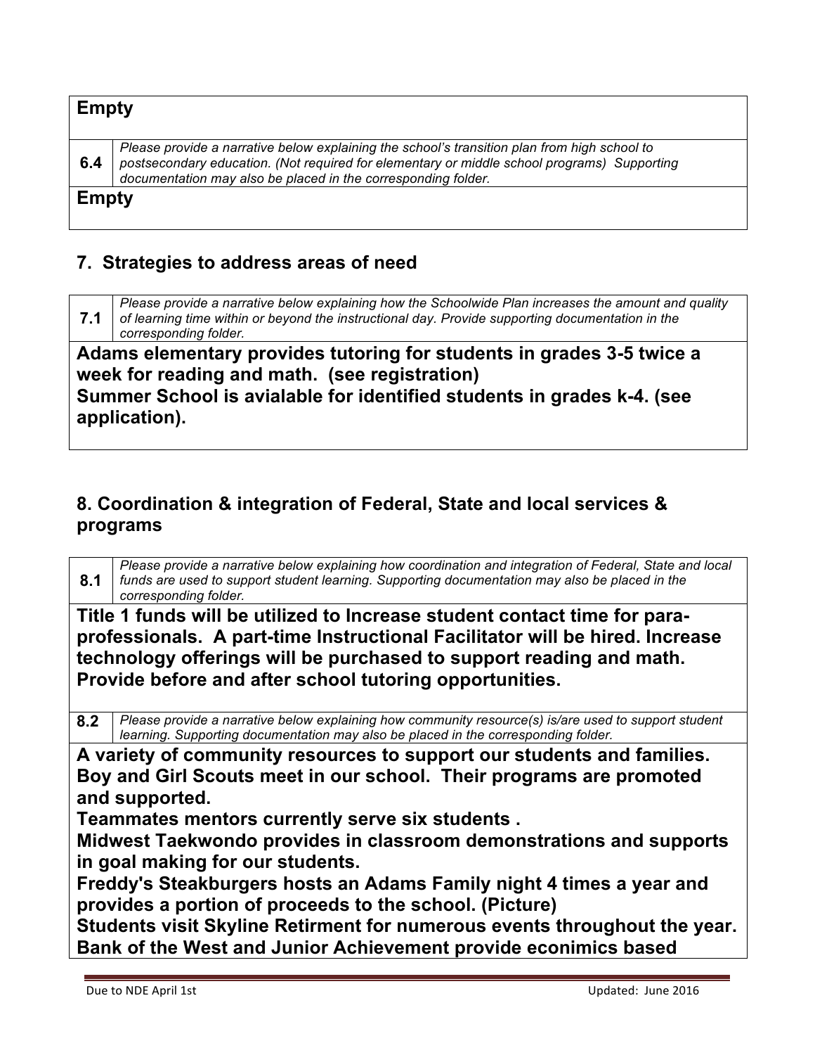| Empty | |
|---|---|
| **6.4** | *Please provide a narrative below explaining the school's transition plan from high school to postsecondary education. (Not required for elementary or middle school programs) Supporting documentation may also be placed in the corresponding folder.* |
| **Empty** | |

## 7. Strategies to address areas of need

| **7.1** | *Please provide a narrative below explaining how the Schoolwide Plan increases the amount and quality of learning time within or beyond the instructional day. Provide supporting documentation in the corresponding folder.* |
|---|---|

**Adams elementary provides tutoring for students in grades 3-5 twice a week for reading and math. (see registration)**
**Summer School is avialable for identified students in grades k-4. (see application).**

## 8. Coordination & integration of Federal, State and local services & programs

| **8.1** | *Please provide a narrative below explaining how coordination and integration of Federal, State and local funds are used to support student learning. Supporting documentation may also be placed in the corresponding folder.* |
|---|---|

**Title 1 funds will be utilized to Increase student contact time for para-professionals. A part-time Instructional Facilitator will be hired. Increase technology offerings will be purchased to support reading and math. Provide before and after school tutoring opportunities.**

| **8.2** | *Please provide a narrative below explaining how community resource(s) is/are used to support student learning. Supporting documentation may also be placed in the corresponding folder.* |
|---|---|

**A variety of community resources to support our students and families.**
**Boy and Girl Scouts meet in our school. Their programs are promoted and supported.**
**Teammates mentors currently serve six students .**
**Midwest Taekwondo provides in classroom demonstrations and supports in goal making for our students.**
**Freddy's Steakburgers hosts an Adams Family night 4 times a year and provides a portion of proceeds to the school. (Picture)**
**Students visit Skyline Retirment for numerous events throughout the year.**
**Bank of the West and Junior Achievement provide econimics based**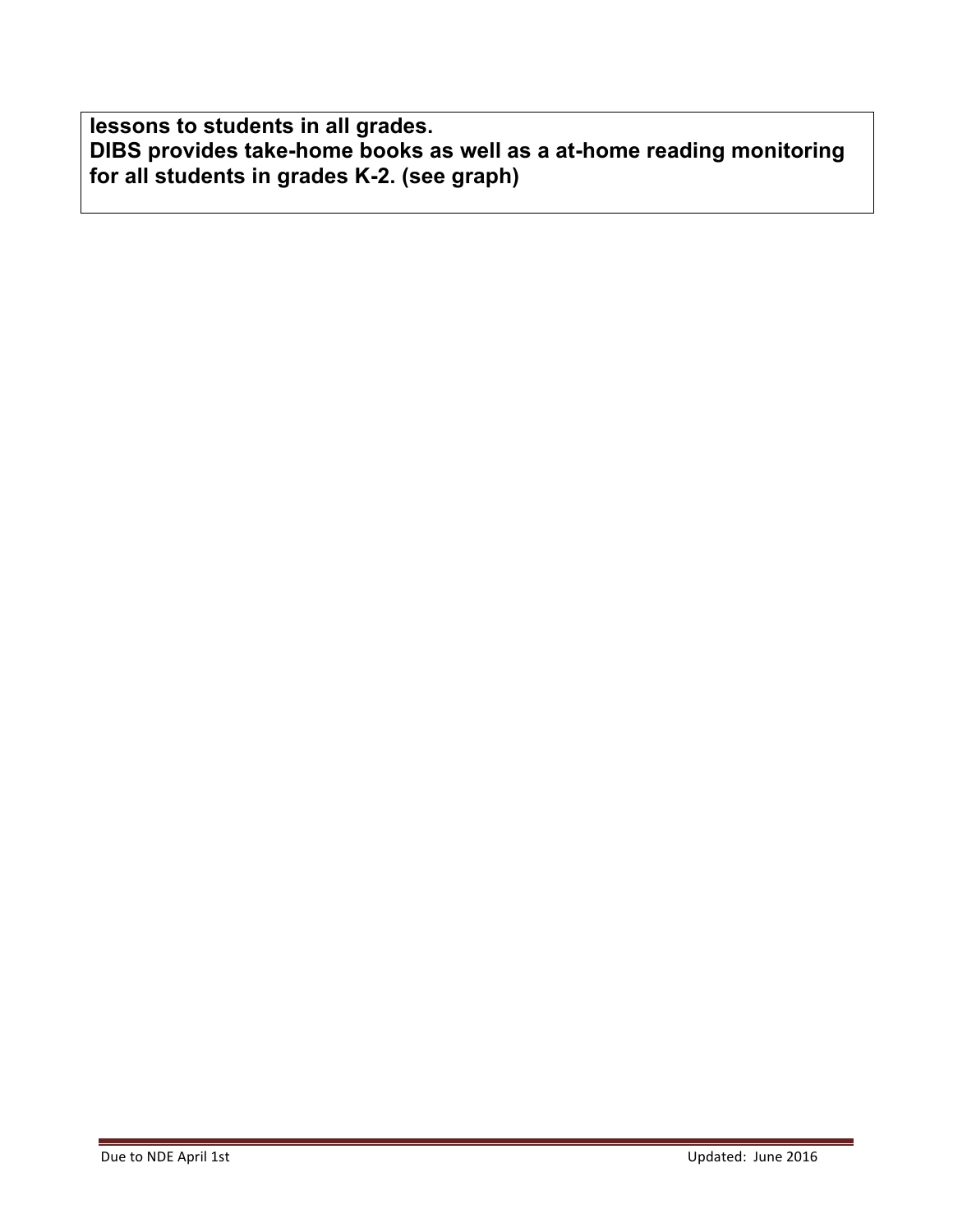**lessons to students in all grades.**
**DIBS provides take-home books as well as a at-home reading monitoring for all students in grades K-2. (see graph)**